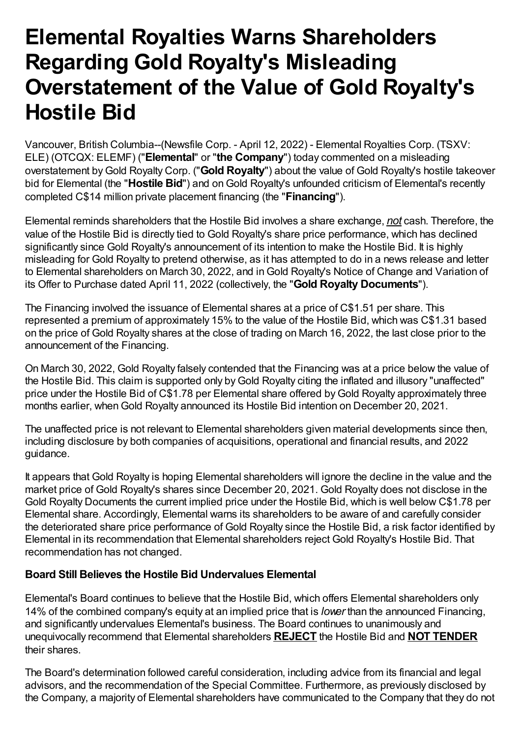# Elemental Royalties Warns Shareholders Regarding Gold Royalty's Misleading Overstatement of the Value of Gold Royalty's Hostile Bid

Vancouver, British Columbia--(Newsfile Corp. - April 12, 2022) - Elemental Royalties Corp. (TSXV: ELE) (OTCQX: ELEMF) ("**Elemental**" or "**the Company**") today commented on a misleading overstatement by Gold Royalty Corp. ("**Gold Royalty**") about the value of Gold Royalty's hostile takeover bid for Elemental (the "**Hostile Bid**") and on Gold Royalty's unfounded criticism of Elemental's recently completed C$14 million private placement financing (the "**Financing**").

Elemental reminds shareholders that the Hostile Bid involves a share exchange, ***not*** cash. Therefore, the value of the Hostile Bid is directly tied to Gold Royalty's share price performance, which has declined significantly since Gold Royalty's announcement of its intention to make the Hostile Bid. It is highly misleading for Gold Royalty to pretend otherwise, as it has attempted to do in a news release and letter to Elemental shareholders on March 30, 2022, and in Gold Royalty's Notice of Change and Variation of its Offer to Purchase dated April 11, 2022 (collectively, the "**Gold Royalty Documents**").

The Financing involved the issuance of Elemental shares at a price of C$1.51 per share. This represented a premium of approximately 15% to the value of the Hostile Bid, which was C$1.31 based on the price of Gold Royalty shares at the close of trading on March 16, 2022, the last close prior to the announcement of the Financing.

On March 30, 2022, Gold Royalty falsely contended that the Financing was at a price below the value of the Hostile Bid. This claim is supported only by Gold Royalty citing the inflated and illusory "unaffected" price under the Hostile Bid of C$1.78 per Elemental share offered by Gold Royalty approximately three months earlier, when Gold Royalty announced its Hostile Bid intention on December 20, 2021.

The unaffected price is not relevant to Elemental shareholders given material developments since then, including disclosure by both companies of acquisitions, operational and financial results, and 2022 guidance.

It appears that Gold Royalty is hoping Elemental shareholders will ignore the decline in the value and the market price of Gold Royalty's shares since December 20, 2021. Gold Royalty does not disclose in the Gold Royalty Documents the current implied price under the Hostile Bid, which is well below C$1.78 per Elemental share. Accordingly, Elemental warns its shareholders to be aware of and carefully consider the deteriorated share price performance of Gold Royalty since the Hostile Bid, a risk factor identified by Elemental in its recommendation that Elemental shareholders reject Gold Royalty's Hostile Bid. That recommendation has not changed.

**Board Still Believes the Hostile Bid Undervalues Elemental**

Elemental's Board continues to believe that the Hostile Bid, which offers Elemental shareholders only 14% of the combined company's equity at an implied price that is *lower* than the announced Financing, and significantly undervalues Elemental's business. The Board continues to unanimously and unequivocally recommend that Elemental shareholders **REJECT** the Hostile Bid and **NOT TENDER** their shares.

The Board's determination followed careful consideration, including advice from its financial and legal advisors, and the recommendation of the Special Committee. Furthermore, as previously disclosed by the Company, a majority of Elemental shareholders have communicated to the Company that they do not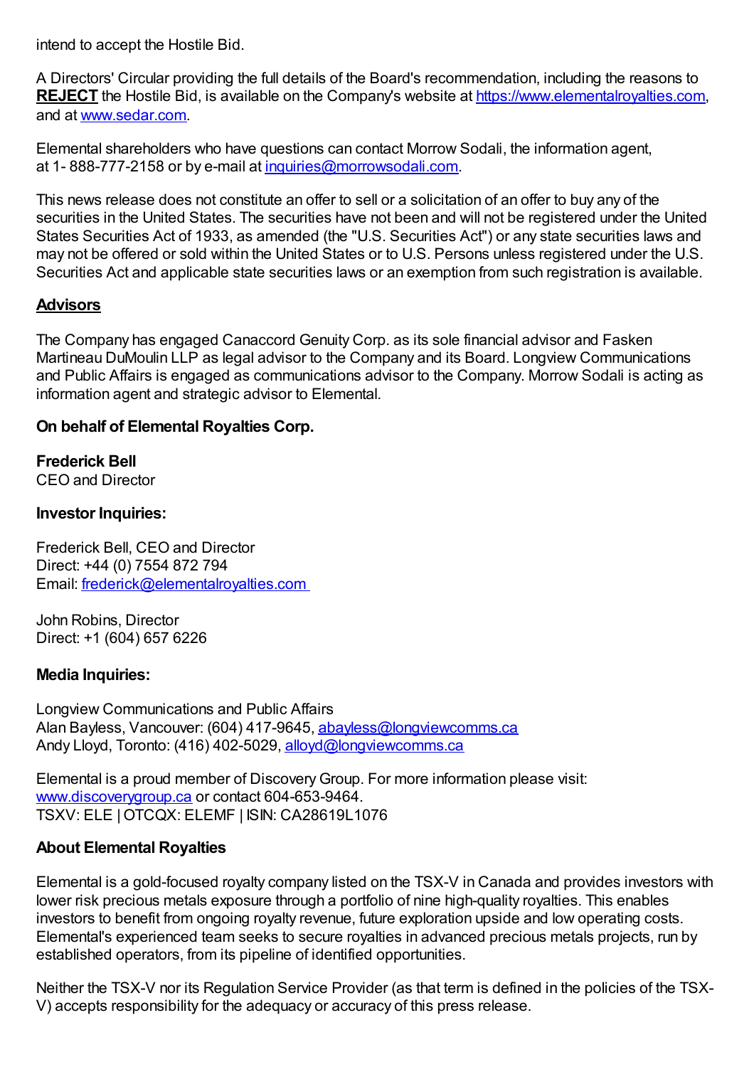intend to accept the Hostile Bid.

A Directors' Circular providing the full details of the Board's recommendation, including the reasons to **REJECT** the Hostile Bid, is available on the Company's website at https://www.elementalroyalties.com, and at www.sedar.com.

Elemental shareholders who have questions can contact Morrow Sodali, the information agent, at 1- 888-777-2158 or by e-mail at inquiries@morrowsodali.com.

This news release does not constitute an offer to sell or a solicitation of an offer to buy any of the securities in the United States. The securities have not been and will not be registered under the United States Securities Act of 1933, as amended (the "U.S. Securities Act") or any state securities laws and may not be offered or sold within the United States or to U.S. Persons unless registered under the U.S. Securities Act and applicable state securities laws or an exemption from such registration is available.

## Advisors

The Company has engaged Canaccord Genuity Corp. as its sole financial advisor and Fasken Martineau DuMoulin LLP as legal advisor to the Company and its Board. Longview Communications and Public Affairs is engaged as communications advisor to the Company. Morrow Sodali is acting as information agent and strategic advisor to Elemental.

**On behalf of Elemental Royalties Corp.**

**Frederick Bell**
CEO and Director

**Investor Inquiries:**

Frederick Bell, CEO and Director
Direct: +44 (0) 7554 872 794
Email: frederick@elementalroyalties.com

John Robins, Director
Direct: +1 (604) 657 6226

**Media Inquiries:**

Longview Communications and Public Affairs
Alan Bayless, Vancouver: (604) 417-9645, abayless@longviewcomms.ca
Andy Lloyd, Toronto: (416) 402-5029, alloyd@longviewcomms.ca

Elemental is a proud member of Discovery Group. For more information please visit: www.discoverygroup.ca or contact 604-653-9464.
TSXV: ELE | OTCQX: ELEMF | ISIN: CA28619L1076

**About Elemental Royalties**

Elemental is a gold-focused royalty company listed on the TSX-V in Canada and provides investors with lower risk precious metals exposure through a portfolio of nine high-quality royalties. This enables investors to benefit from ongoing royalty revenue, future exploration upside and low operating costs. Elemental's experienced team seeks to secure royalties in advanced precious metals projects, run by established operators, from its pipeline of identified opportunities.

Neither the TSX-V nor its Regulation Service Provider (as that term is defined in the policies of the TSX-V) accepts responsibility for the adequacy or accuracy of this press release.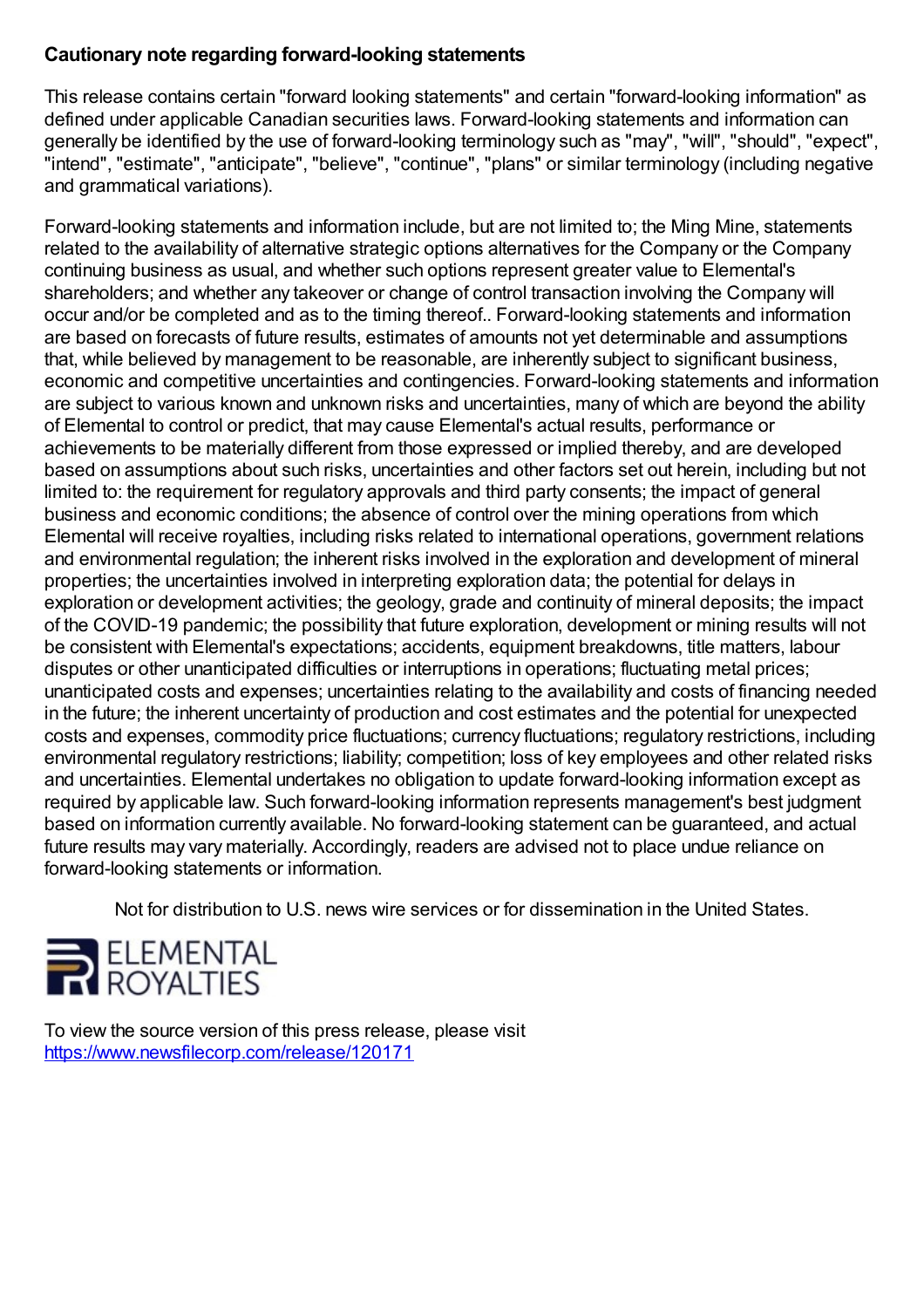**Cautionary note regarding forward-looking statements**

This release contains certain "forward looking statements" and certain "forward-looking information" as defined under applicable Canadian securities laws. Forward-looking statements and information can generally be identified by the use of forward-looking terminology such as "may", "will", "should", "expect", "intend", "estimate", "anticipate", "believe", "continue", "plans" or similar terminology (including negative and grammatical variations).

Forward-looking statements and information include, but are not limited to; the Ming Mine, statements related to the availability of alternative strategic options alternatives for the Company or the Company continuing business as usual, and whether such options represent greater value to Elemental's shareholders; and whether any takeover or change of control transaction involving the Company will occur and/or be completed and as to the timing thereof.. Forward-looking statements and information are based on forecasts of future results, estimates of amounts not yet determinable and assumptions that, while believed by management to be reasonable, are inherently subject to significant business, economic and competitive uncertainties and contingencies. Forward-looking statements and information are subject to various known and unknown risks and uncertainties, many of which are beyond the ability of Elemental to control or predict, that may cause Elemental's actual results, performance or achievements to be materially different from those expressed or implied thereby, and are developed based on assumptions about such risks, uncertainties and other factors set out herein, including but not limited to: the requirement for regulatory approvals and third party consents; the impact of general business and economic conditions; the absence of control over the mining operations from which Elemental will receive royalties, including risks related to international operations, government relations and environmental regulation; the inherent risks involved in the exploration and development of mineral properties; the uncertainties involved in interpreting exploration data; the potential for delays in exploration or development activities; the geology, grade and continuity of mineral deposits; the impact of the COVID-19 pandemic; the possibility that future exploration, development or mining results will not be consistent with Elemental's expectations; accidents, equipment breakdowns, title matters, labour disputes or other unanticipated difficulties or interruptions in operations; fluctuating metal prices; unanticipated costs and expenses; uncertainties relating to the availability and costs of financing needed in the future; the inherent uncertainty of production and cost estimates and the potential for unexpected costs and expenses, commodity price fluctuations; currency fluctuations; regulatory restrictions, including environmental regulatory restrictions; liability; competition; loss of key employees and other related risks and uncertainties. Elemental undertakes no obligation to update forward-looking information except as required by applicable law. Such forward-looking information represents management's best judgment based on information currently available. No forward-looking statement can be guaranteed, and actual future results may vary materially. Accordingly, readers are advised not to place undue reliance on forward-looking statements or information.

Not for distribution to U.S. news wire services or for dissemination in the United States.

ELEMENTAL ROYALTIES

To view the source version of this press release, please visit https://www.newsfilecorp.com/release/120171